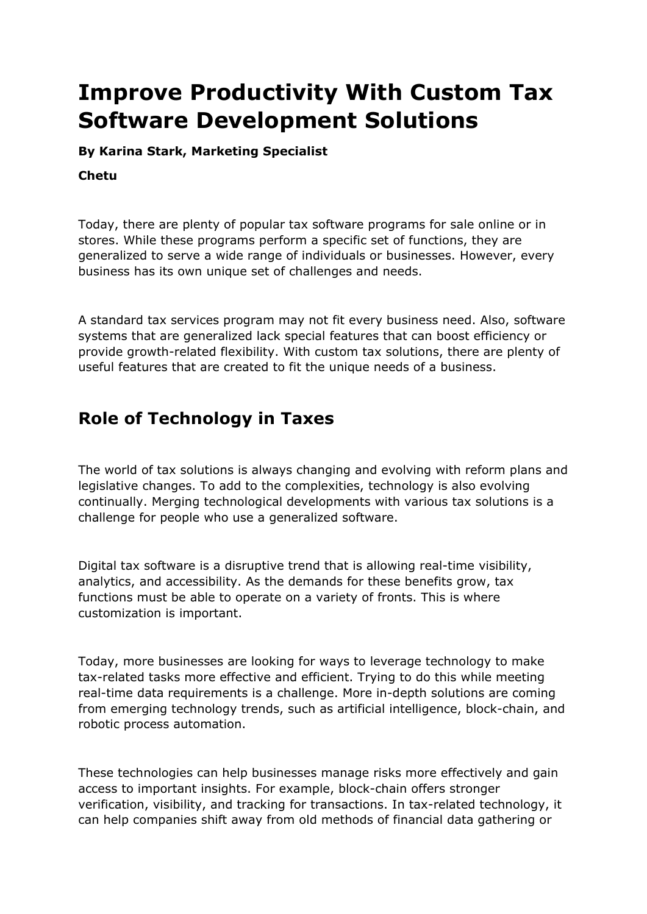# Improve Productivity With Custom Tax Software Development Solutions

**By Karina Stark, Marketing Specialist**

**Chetu**

Today, there are plenty of popular tax software programs for sale online or in stores. While these programs perform a specific set of functions, they are generalized to serve a wide range of individuals or businesses. However, every business has its own unique set of challenges and needs.

A standard tax services program may not fit every business need. Also, software systems that are generalized lack special features that can boost efficiency or provide growth-related flexibility. With custom tax solutions, there are plenty of useful features that are created to fit the unique needs of a business.

## Role of Technology in Taxes

The world of tax solutions is always changing and evolving with reform plans and legislative changes. To add to the complexities, technology is also evolving continually. Merging technological developments with various tax solutions is a challenge for people who use a generalized software.

Digital tax software is a disruptive trend that is allowing real-time visibility, analytics, and accessibility. As the demands for these benefits grow, tax functions must be able to operate on a variety of fronts. This is where customization is important.

Today, more businesses are looking for ways to leverage technology to make tax-related tasks more effective and efficient. Trying to do this while meeting real-time data requirements is a challenge. More in-depth solutions are coming from emerging technology trends, such as artificial intelligence, block-chain, and robotic process automation.

These technologies can help businesses manage risks more effectively and gain access to important insights. For example, block-chain offers stronger verification, visibility, and tracking for transactions. In tax-related technology, it can help companies shift away from old methods of financial data gathering or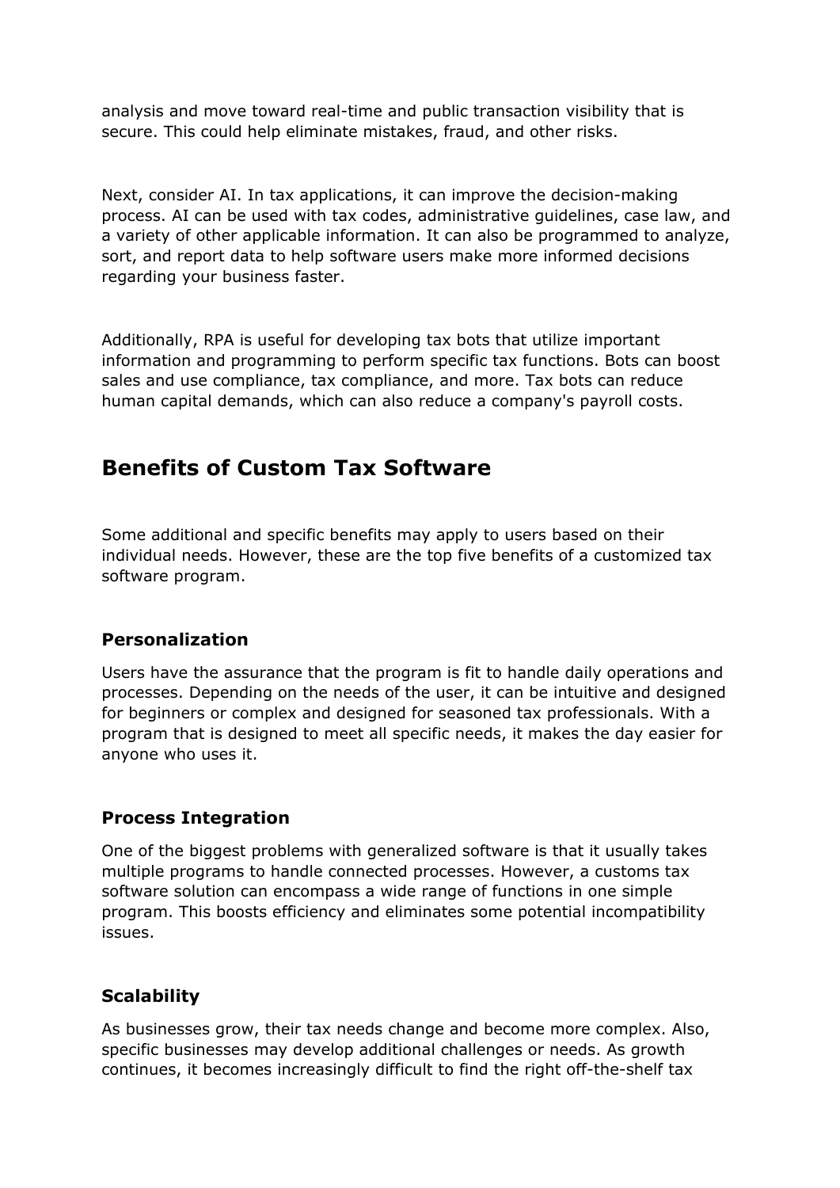analysis and move toward real-time and public transaction visibility that is secure. This could help eliminate mistakes, fraud, and other risks.

Next, consider AI. In tax applications, it can improve the decision-making process. AI can be used with tax codes, administrative guidelines, case law, and a variety of other applicable information. It can also be programmed to analyze, sort, and report data to help software users make more informed decisions regarding your business faster.

Additionally, RPA is useful for developing tax bots that utilize important information and programming to perform specific tax functions. Bots can boost sales and use compliance, tax compliance, and more. Tax bots can reduce human capital demands, which can also reduce a company's payroll costs.

## Benefits of Custom Tax Software

Some additional and specific benefits may apply to users based on their individual needs. However, these are the top five benefits of a customized tax software program.

### Personalization

Users have the assurance that the program is fit to handle daily operations and processes. Depending on the needs of the user, it can be intuitive and designed for beginners or complex and designed for seasoned tax professionals. With a program that is designed to meet all specific needs, it makes the day easier for anyone who uses it.

### Process Integration

One of the biggest problems with generalized software is that it usually takes multiple programs to handle connected processes. However, a customs tax software solution can encompass a wide range of functions in one simple program. This boosts efficiency and eliminates some potential incompatibility issues.

### Scalability

As businesses grow, their tax needs change and become more complex. Also, specific businesses may develop additional challenges or needs. As growth continues, it becomes increasingly difficult to find the right off-the-shelf tax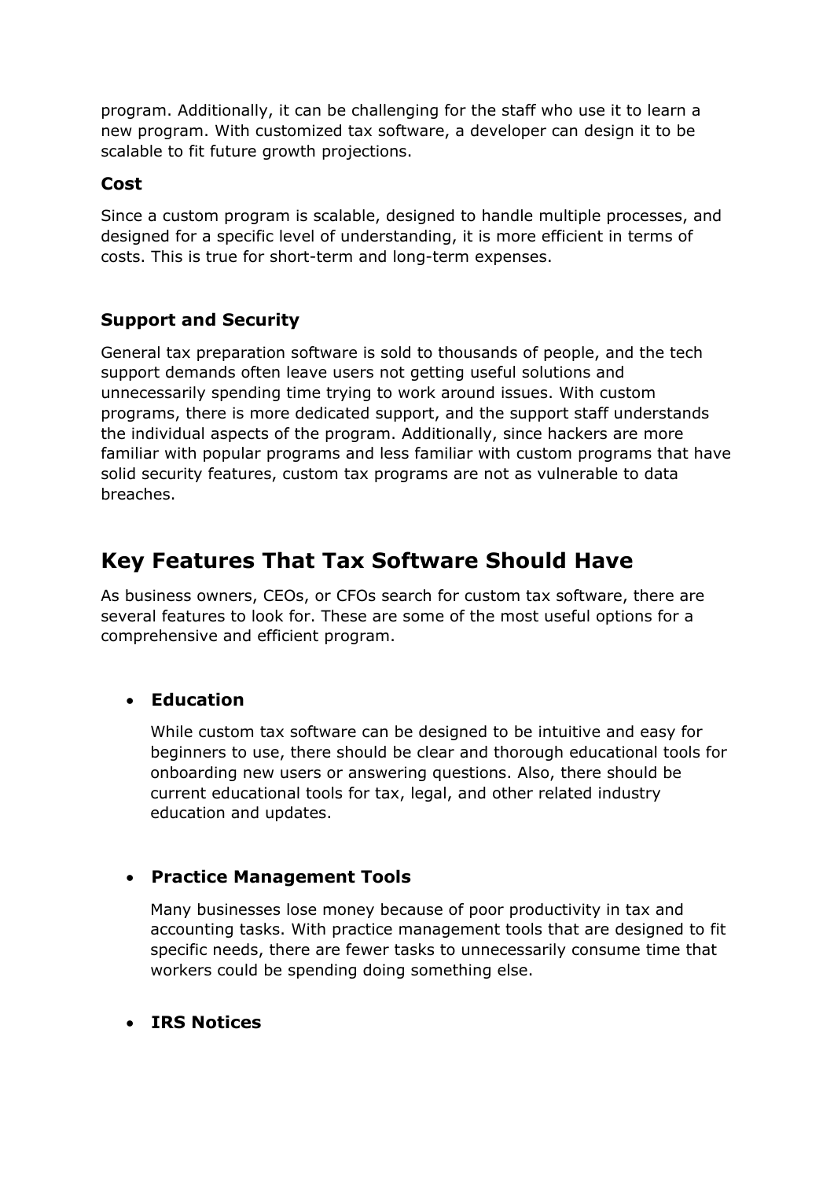program. Additionally, it can be challenging for the staff who use it to learn a new program. With customized tax software, a developer can design it to be scalable to fit future growth projections.

### Cost

Since a custom program is scalable, designed to handle multiple processes, and designed for a specific level of understanding, it is more efficient in terms of costs. This is true for short-term and long-term expenses.

### Support and Security

General tax preparation software is sold to thousands of people, and the tech support demands often leave users not getting useful solutions and unnecessarily spending time trying to work around issues. With custom programs, there is more dedicated support, and the support staff understands the individual aspects of the program. Additionally, since hackers are more familiar with popular programs and less familiar with custom programs that have solid security features, custom tax programs are not as vulnerable to data breaches.

## Key Features That Tax Software Should Have

As business owners, CEOs, or CFOs search for custom tax software, there are several features to look for. These are some of the most useful options for a comprehensive and efficient program.

- **Education**

  While custom tax software can be designed to be intuitive and easy for beginners to use, there should be clear and thorough educational tools for onboarding new users or answering questions. Also, there should be current educational tools for tax, legal, and other related industry education and updates.

- **Practice Management Tools**

  Many businesses lose money because of poor productivity in tax and accounting tasks. With practice management tools that are designed to fit specific needs, there are fewer tasks to unnecessarily consume time that workers could be spending doing something else.

- **IRS Notices**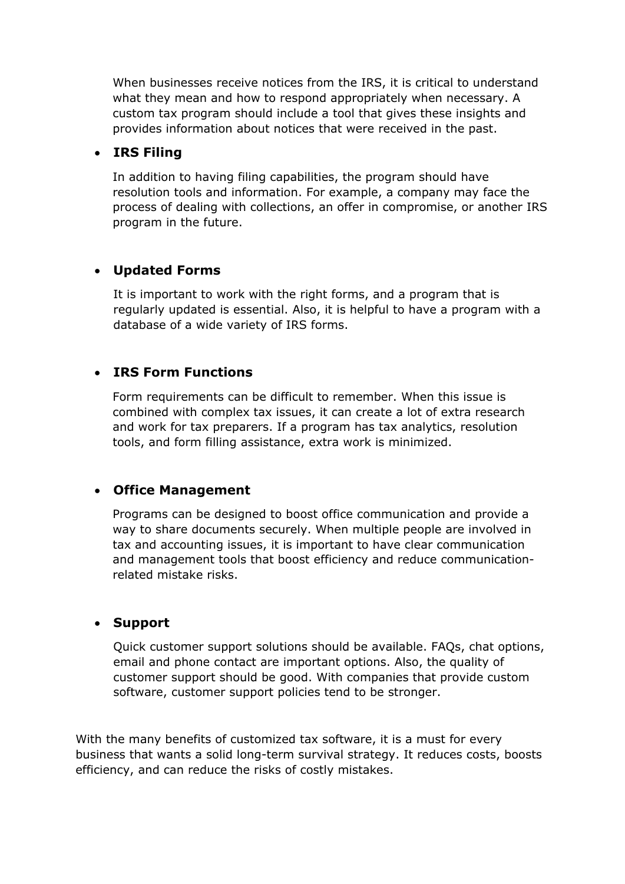When businesses receive notices from the IRS, it is critical to understand what they mean and how to respond appropriately when necessary. A custom tax program should include a tool that gives these insights and provides information about notices that were received in the past.

- **IRS Filing**

  In addition to having filing capabilities, the program should have resolution tools and information. For example, a company may face the process of dealing with collections, an offer in compromise, or another IRS program in the future.

- **Updated Forms**

  It is important to work with the right forms, and a program that is regularly updated is essential. Also, it is helpful to have a program with a database of a wide variety of IRS forms.

- **IRS Form Functions**

  Form requirements can be difficult to remember. When this issue is combined with complex tax issues, it can create a lot of extra research and work for tax preparers. If a program has tax analytics, resolution tools, and form filling assistance, extra work is minimized.

- **Office Management**

  Programs can be designed to boost office communication and provide a way to share documents securely. When multiple people are involved in tax and accounting issues, it is important to have clear communication and management tools that boost efficiency and reduce communication-related mistake risks.

- **Support**

  Quick customer support solutions should be available. FAQs, chat options, email and phone contact are important options. Also, the quality of customer support should be good. With companies that provide custom software, customer support policies tend to be stronger.

With the many benefits of customized tax software, it is a must for every business that wants a solid long-term survival strategy. It reduces costs, boosts efficiency, and can reduce the risks of costly mistakes.